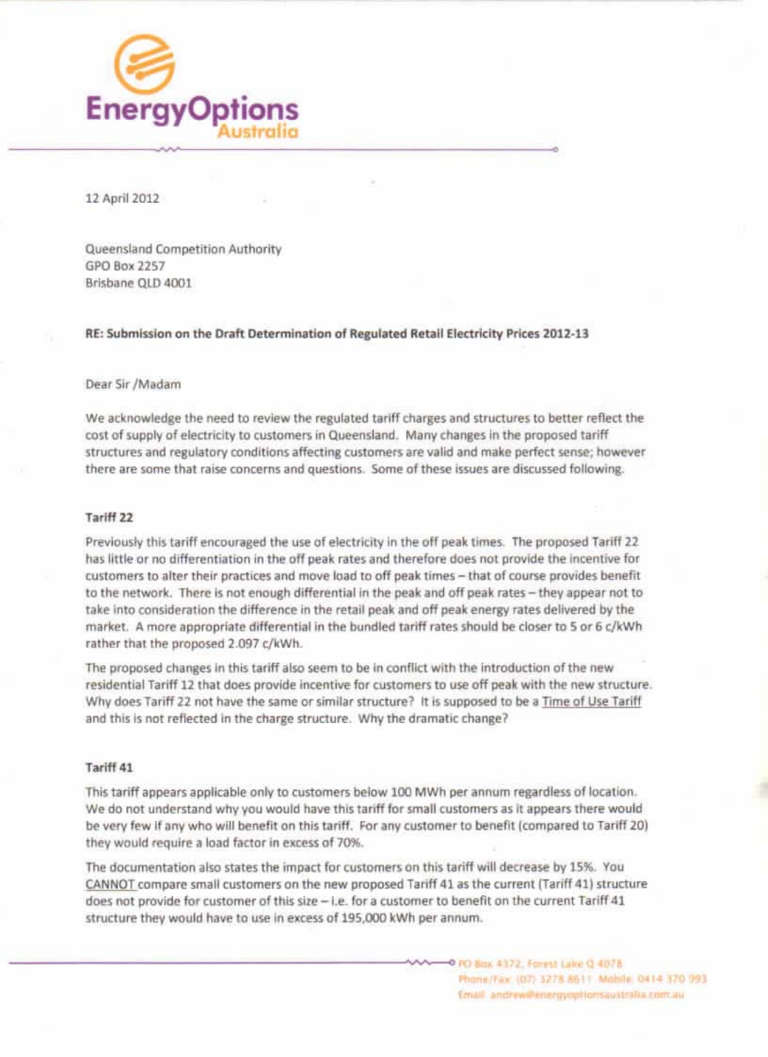**EnergyOptions Australia**

12 April 2012

Queensland Competition Authority
GPO Box 2257
Brisbane QLD 4001

**RE: Submission on the Draft Determination of Regulated Retail Electricity Prices 2012-13**

Dear Sir /Madam

We acknowledge the need to review the regulated tariff charges and structures to better reflect the cost of supply of electricity to customers in Queensland. Many changes in the proposed tariff structures and regulatory conditions affecting customers are valid and make perfect sense; however there are some that raise concerns and questions. Some of these issues are discussed following.

**Tariff 22**

Previously this tariff encouraged the use of electricity in the off peak times. The proposed Tariff 22 has little or no differentiation in the off peak rates and therefore does not provide the incentive for customers to alter their practices and move load to off peak times – that of course provides benefit to the network. There is not enough differential in the peak and off peak rates – they appear not to take into consideration the difference in the retail peak and off peak energy rates delivered by the market. A more appropriate differential in the bundled tariff rates should be closer to 5 or 6 c/kWh rather that the proposed 2.097 c/kWh.

The proposed changes in this tariff also seem to be in conflict with the introduction of the new residential Tariff 12 that does provide incentive for customers to use off peak with the new structure. Why does Tariff 22 not have the same or similar structure? It is supposed to be a Time of Use Tariff and this is not reflected in the charge structure. Why the dramatic change?

**Tariff 41**

This tariff appears applicable only to customers below 100 MWh per annum regardless of location. We do not understand why you would have this tariff for small customers as it appears there would be very few if any who will benefit on this tariff. For any customer to benefit (compared to Tariff 20) they would require a load factor in excess of 70%.

The documentation also states the impact for customers on this tariff will decrease by 15%. You CANNOT compare small customers on the new proposed Tariff 41 as the current (Tariff 41) structure does not provide for customer of this size – i.e. for a customer to benefit on the current Tariff 41 structure they would have to use in excess of 195,000 kWh per annum.

PO Box 4372, Forest Lake Q 4078
Phone/Fax: (07) 3278 8611 Mobile: 0414 370 993
Email: andrew@energyoptionsaustralia.com.au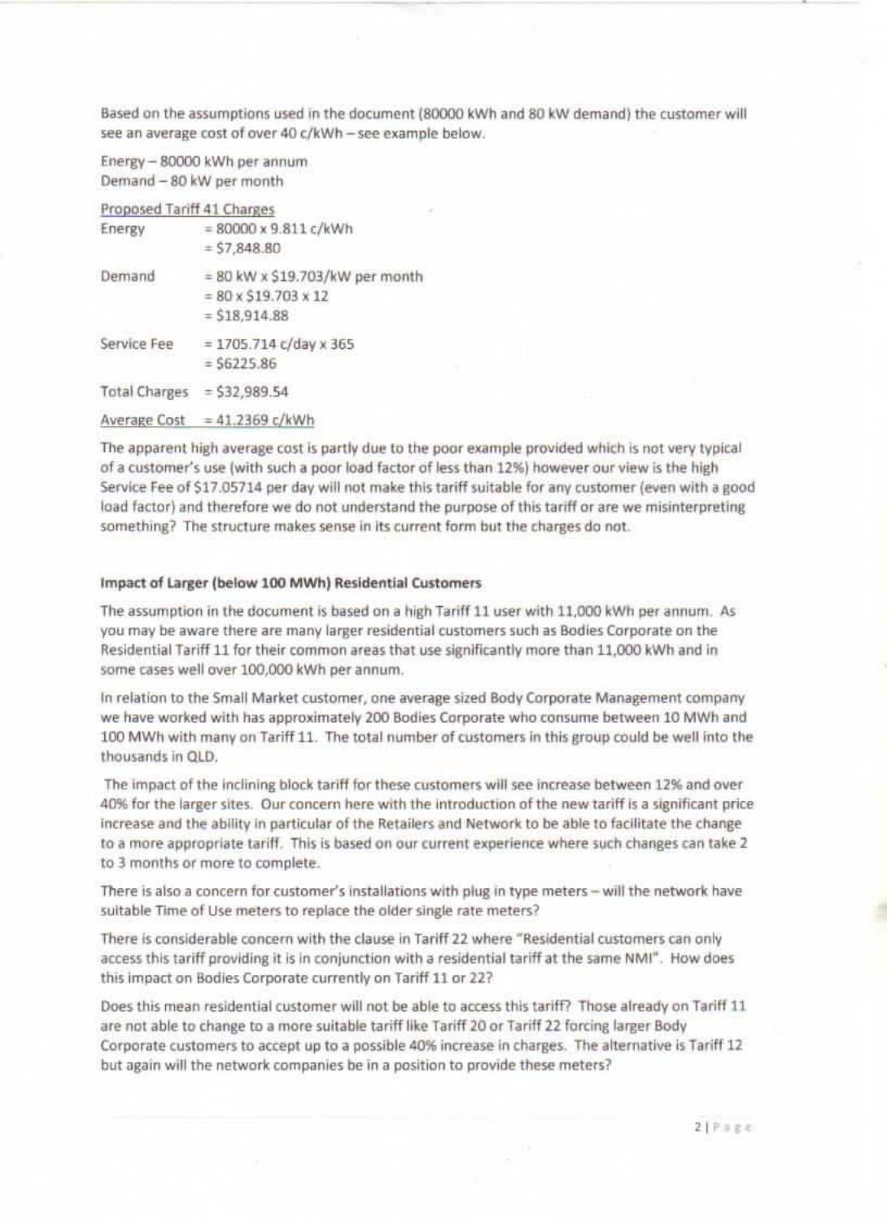Based on the assumptions used in the document (80000 kWh and 80 kW demand) the customer will see an average cost of over 40 c/kWh – see example below.

Energy – 80000 kWh per annum
Demand – 80 kW per month

<u>Proposed Tariff 41 Charges</u>

| | |
|---|---|
| Energy | = 80000 x 9.811 c/kWh<br>= $7,848.80 |
| Demand | = 80 kW x $19.703/kW per month<br>= 80 x $19.703 x 12<br>= $18,914.88 |
| Service Fee | = 1705.714 c/day x 365<br>= $6225.86 |
| Total Charges | = $32,989.54 |
| <u>Average Cost</u> | <u>= 41.2369 c/kWh</u> |

The apparent high average cost is partly due to the poor example provided which is not very typical of a customer's use (with such a poor load factor of less than 12%) however our view is the high Service Fee of $17.05714 per day will not make this tariff suitable for any customer (even with a good load factor) and therefore we do not understand the purpose of this tariff or are we misinterpreting something? The structure makes sense in its current form but the charges do not.

### Impact of Larger (below 100 MWh) Residential Customers

The assumption in the document is based on a high Tariff 11 user with 11,000 kWh per annum. As you may be aware there are many larger residential customers such as Bodies Corporate on the Residential Tariff 11 for their common areas that use significantly more than 11,000 kWh and in some cases well over 100,000 kWh per annum.

In relation to the Small Market customer, one average sized Body Corporate Management company we have worked with has approximately 200 Bodies Corporate who consume between 10 MWh and 100 MWh with many on Tariff 11. The total number of customers in this group could be well into the thousands in QLD.

The impact of the inclining block tariff for these customers will see increase between 12% and over 40% for the larger sites. Our concern here with the introduction of the new tariff is a significant price increase and the ability in particular of the Retailers and Network to be able to facilitate the change to a more appropriate tariff. This is based on our current experience where such changes can take 2 to 3 months or more to complete.

There is also a concern for customer's installations with plug in type meters – will the network have suitable Time of Use meters to replace the older single rate meters?

There is considerable concern with the clause in Tariff 22 where "Residential customers can only access this tariff providing it is in conjunction with a residential tariff at the same NMI". How does this impact on Bodies Corporate currently on Tariff 11 or 22?

Does this mean residential customer will not be able to access this tariff? Those already on Tariff 11 are not able to change to a more suitable tariff like Tariff 20 or Tariff 22 forcing larger Body Corporate customers to accept up to a possible 40% increase in charges. The alternative is Tariff 12 but again will the network companies be in a position to provide these meters?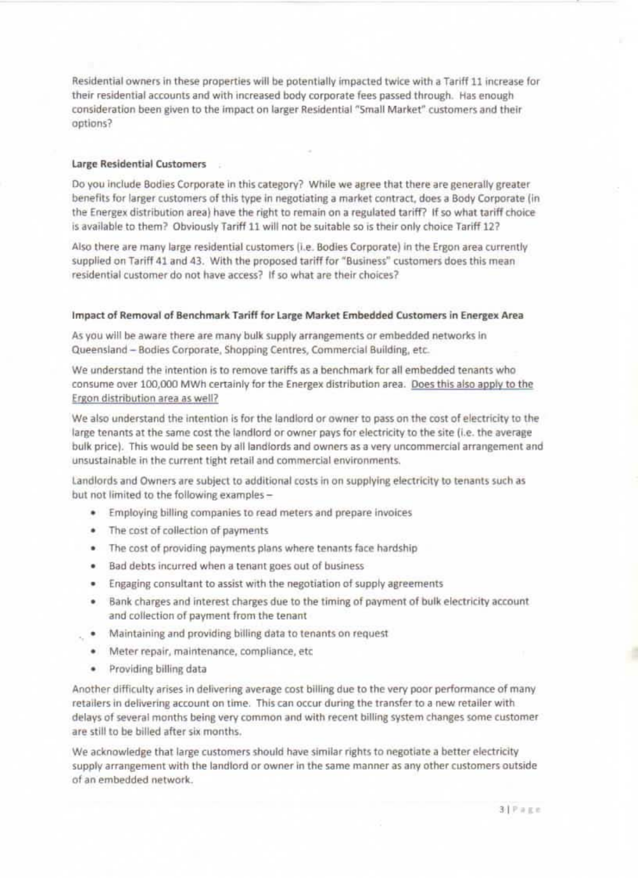Residential owners in these properties will be potentially impacted twice with a Tariff 11 increase for their residential accounts and with increased body corporate fees passed through. Has enough consideration been given to the impact on larger Residential "Small Market" customers and their options?

**Large Residential Customers**

Do you include Bodies Corporate in this category? While we agree that there are generally greater benefits for larger customers of this type in negotiating a market contract, does a Body Corporate (in the Energex distribution area) have the right to remain on a regulated tariff? If so what tariff choice is available to them? Obviously Tariff 11 will not be suitable so is their only choice Tariff 12?

Also there are many large residential customers (i.e. Bodies Corporate) in the Ergon area currently supplied on Tariff 41 and 43. With the proposed tariff for "Business" customers does this mean residential customer do not have access? If so what are their choices?

**Impact of Removal of Benchmark Tariff for Large Market Embedded Customers in Energex Area**

As you will be aware there are many bulk supply arrangements or embedded networks in Queensland – Bodies Corporate, Shopping Centres, Commercial Building, etc.

We understand the intention is to remove tariffs as a benchmark for all embedded tenants who consume over 100,000 MWh certainly for the Energex distribution area. Does this also apply to the Ergon distribution area as well?

We also understand the intention is for the landlord or owner to pass on the cost of electricity to the large tenants at the same cost the landlord or owner pays for electricity to the site (i.e. the average bulk price). This would be seen by all landlords and owners as a very uncommercial arrangement and unsustainable in the current tight retail and commercial environments.

Landlords and Owners are subject to additional costs in on supplying electricity to tenants such as but not limited to the following examples –

- Employing billing companies to read meters and prepare invoices
- The cost of collection of payments
- The cost of providing payments plans where tenants face hardship
- Bad debts incurred when a tenant goes out of business
- Engaging consultant to assist with the negotiation of supply agreements
- Bank charges and interest charges due to the timing of payment of bulk electricity account and collection of payment from the tenant
- Maintaining and providing billing data to tenants on request
- Meter repair, maintenance, compliance, etc
- Providing billing data

Another difficulty arises in delivering average cost billing due to the very poor performance of many retailers in delivering account on time. This can occur during the transfer to a new retailer with delays of several months being very common and with recent billing system changes some customer are still to be billed after six months.

We acknowledge that large customers should have similar rights to negotiate a better electricity supply arrangement with the landlord or owner in the same manner as any other customers outside of an embedded network.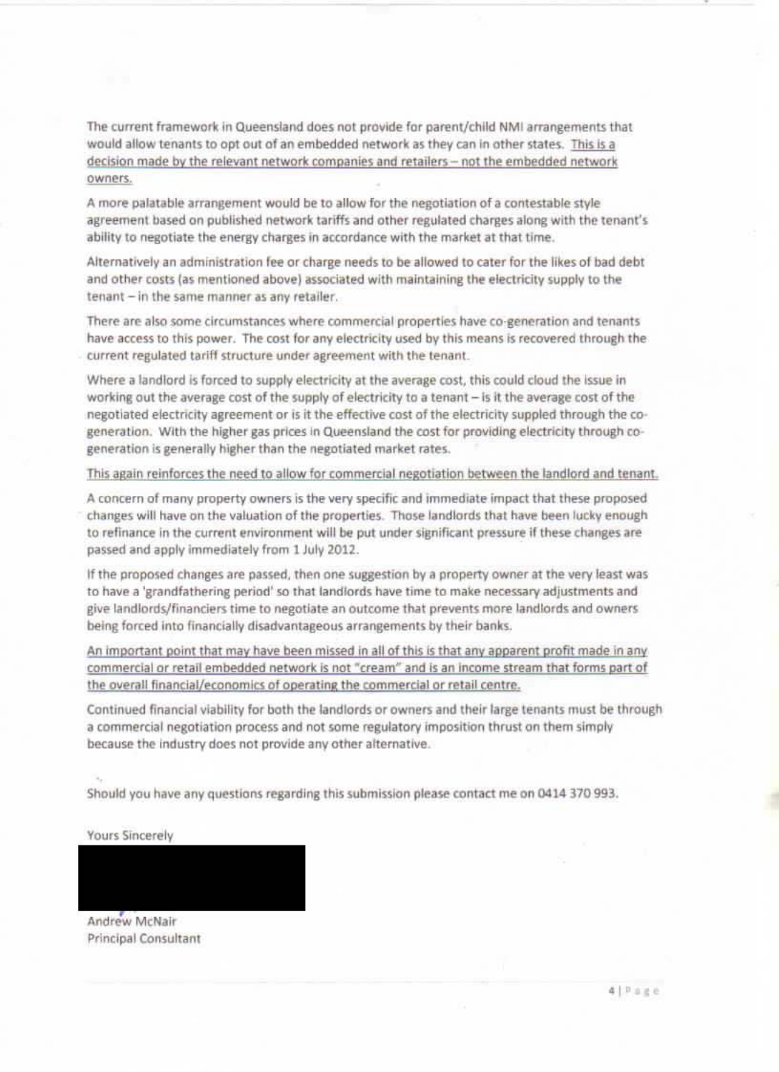The current framework in Queensland does not provide for parent/child NMI arrangements that would allow tenants to opt out of an embedded network as they can in other states. <u>This is a decision made by the relevant network companies and retailers – not the embedded network owners.</u>

A more palatable arrangement would be to allow for the negotiation of a contestable style agreement based on published network tariffs and other regulated charges along with the tenant's ability to negotiate the energy charges in accordance with the market at that time.

Alternatively an administration fee or charge needs to be allowed to cater for the likes of bad debt and other costs (as mentioned above) associated with maintaining the electricity supply to the tenant – in the same manner as any retailer.

There are also some circumstances where commercial properties have co-generation and tenants have access to this power. The cost for any electricity used by this means is recovered through the current regulated tariff structure under agreement with the tenant.

Where a landlord is forced to supply electricity at the average cost, this could cloud the issue in working out the average cost of the supply of electricity to a tenant – is it the average cost of the negotiated electricity agreement or is it the effective cost of the electricity suppled through the co-generation. With the higher gas prices in Queensland the cost for providing electricity through co-generation is generally higher than the negotiated market rates.

<u>This again reinforces the need to allow for commercial negotiation between the landlord and tenant.</u>

A concern of many property owners is the very specific and immediate impact that these proposed changes will have on the valuation of the properties. Those landlords that have been lucky enough to refinance in the current environment will be put under significant pressure if these changes are passed and apply immediately from 1 July 2012.

If the proposed changes are passed, then one suggestion by a property owner at the very least was to have a 'grandfathering period' so that landlords have time to make necessary adjustments and give landlords/financiers time to negotiate an outcome that prevents more landlords and owners being forced into financially disadvantageous arrangements by their banks.

<u>An important point that may have been missed in all of this is that any apparent profit made in any commercial or retail embedded network is not "cream" and is an income stream that forms part of the overall financial/economics of operating the commercial or retail centre.</u>

Continued financial viability for both the landlords or owners and their large tenants must be through a commercial negotiation process and not some regulatory imposition thrust on them simply because the industry does not provide any other alternative.

Should you have any questions regarding this submission please contact me on 0414 370 993.

Yours Sincerely

Andrew McNair
Principal Consultant